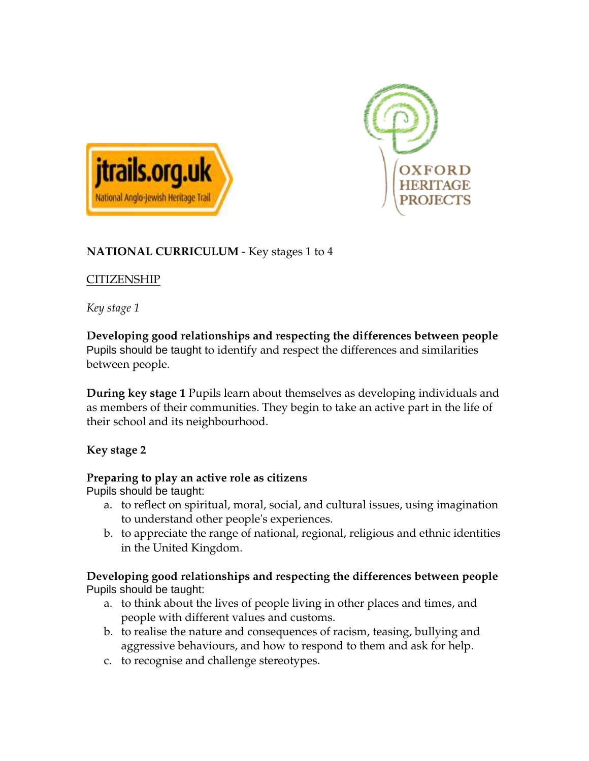jtrails.org.uk
National Anglo-Jewish Heritage Trail

OXFORD HERITAGE PROJECTS

**NATIONAL CURRICULUM** - Key stages 1 to 4

CITIZENSHIP

*Key stage 1*

**Developing good relationships and respecting the differences between people**
Pupils should be taught to identify and respect the differences and similarities between people.

**During key stage 1** Pupils learn about themselves as developing individuals and as members of their communities. They begin to take an active part in the life of their school and its neighbourhood.

**Key stage 2**

**Preparing to play an active role as citizens**
Pupils should be taught:

a. to reflect on spiritual, moral, social, and cultural issues, using imagination to understand other people's experiences.
b. to appreciate the range of national, regional, religious and ethnic identities in the United Kingdom.

**Developing good relationships and respecting the differences between people**
Pupils should be taught:

a. to think about the lives of people living in other places and times, and people with different values and customs.
b. to realise the nature and consequences of racism, teasing, bullying and aggressive behaviours, and how to respond to them and ask for help.
c. to recognise and challenge stereotypes.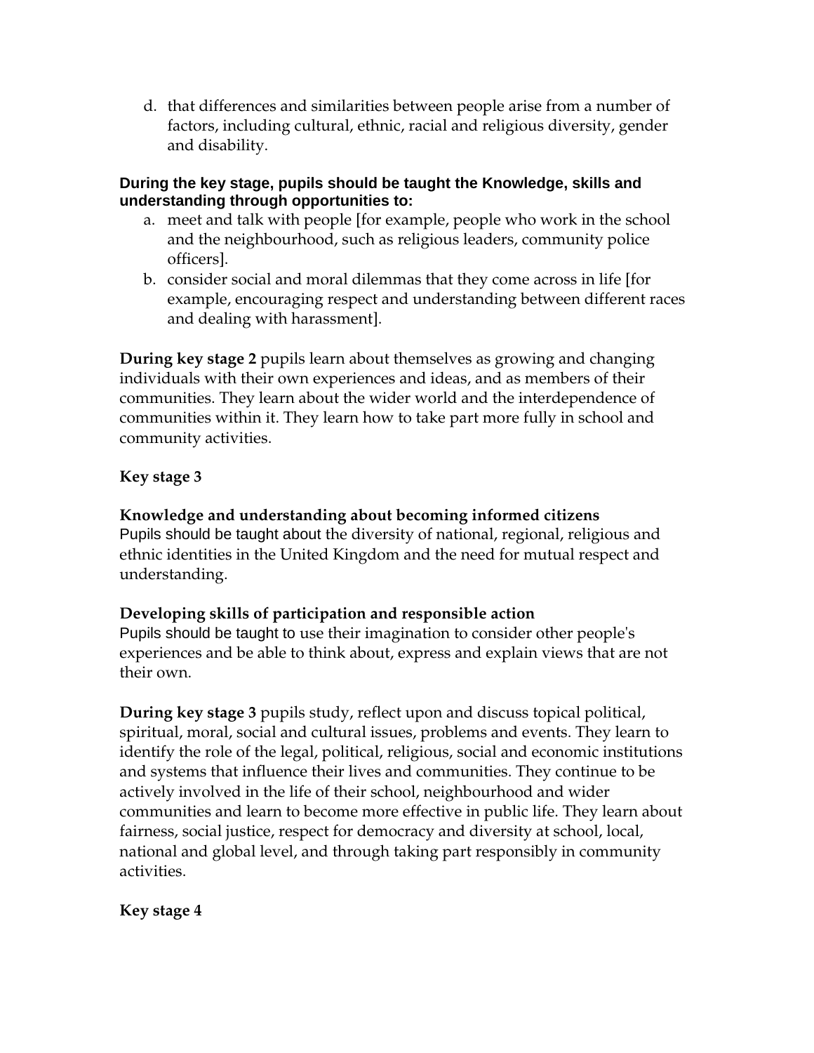d. that differences and similarities between people arise from a number of factors, including cultural, ethnic, racial and religious diversity, gender and disability.

**During the key stage, pupils should be taught the Knowledge, skills and understanding through opportunities to:**

a. meet and talk with people [for example, people who work in the school and the neighbourhood, such as religious leaders, community police officers].
b. consider social and moral dilemmas that they come across in life [for example, encouraging respect and understanding between different races and dealing with harassment].

**During key stage 2** pupils learn about themselves as growing and changing individuals with their own experiences and ideas, and as members of their communities. They learn about the wider world and the interdependence of communities within it. They learn how to take part more fully in school and community activities.

**Key stage 3**

**Knowledge and understanding about becoming informed citizens**
Pupils should be taught about the diversity of national, regional, religious and ethnic identities in the United Kingdom and the need for mutual respect and understanding.

**Developing skills of participation and responsible action**
Pupils should be taught to use their imagination to consider other people's experiences and be able to think about, express and explain views that are not their own.

**During key stage 3** pupils study, reflect upon and discuss topical political, spiritual, moral, social and cultural issues, problems and events. They learn to identify the role of the legal, political, religious, social and economic institutions and systems that influence their lives and communities. They continue to be actively involved in the life of their school, neighbourhood and wider communities and learn to become more effective in public life. They learn about fairness, social justice, respect for democracy and diversity at school, local, national and global level, and through taking part responsibly in community activities.

**Key stage 4**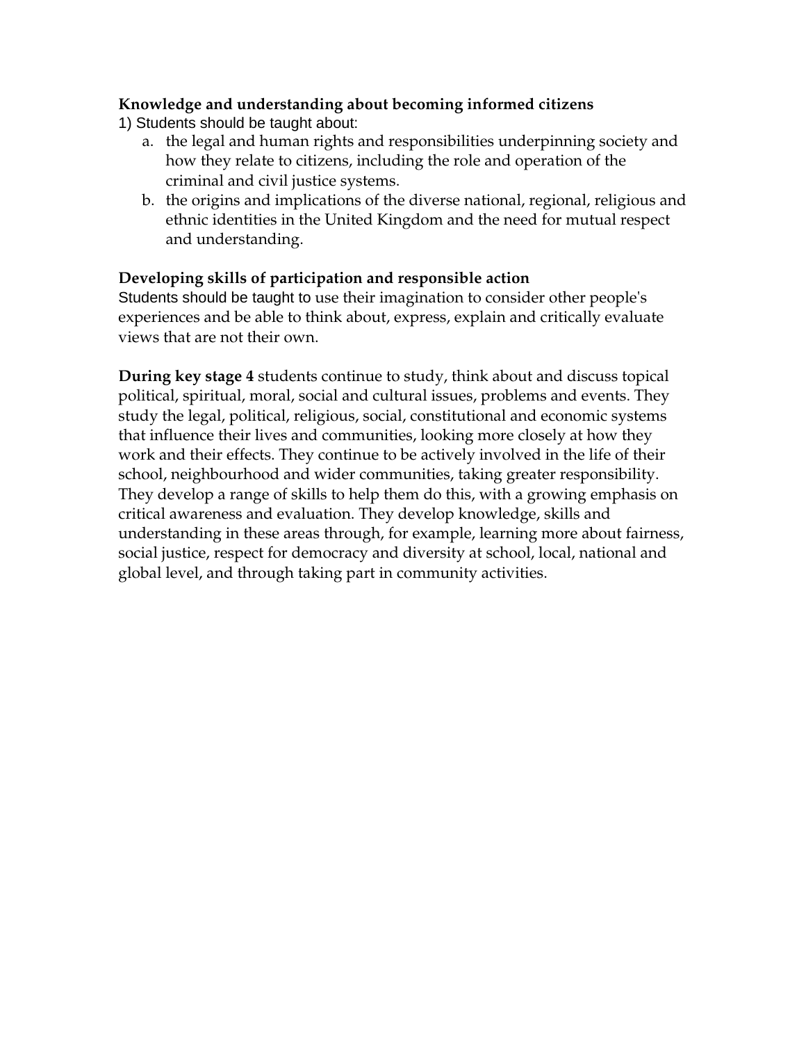**Knowledge and understanding about becoming informed citizens**

1) Students should be taught about:

a. the legal and human rights and responsibilities underpinning society and how they relate to citizens, including the role and operation of the criminal and civil justice systems.
b. the origins and implications of the diverse national, regional, religious and ethnic identities in the United Kingdom and the need for mutual respect and understanding.

**Developing skills of participation and responsible action**

Students should be taught to use their imagination to consider other people's experiences and be able to think about, express, explain and critically evaluate views that are not their own.

**During key stage 4** students continue to study, think about and discuss topical political, spiritual, moral, social and cultural issues, problems and events. They study the legal, political, religious, social, constitutional and economic systems that influence their lives and communities, looking more closely at how they work and their effects. They continue to be actively involved in the life of their school, neighbourhood and wider communities, taking greater responsibility. They develop a range of skills to help them do this, with a growing emphasis on critical awareness and evaluation. They develop knowledge, skills and understanding in these areas through, for example, learning more about fairness, social justice, respect for democracy and diversity at school, local, national and global level, and through taking part in community activities.